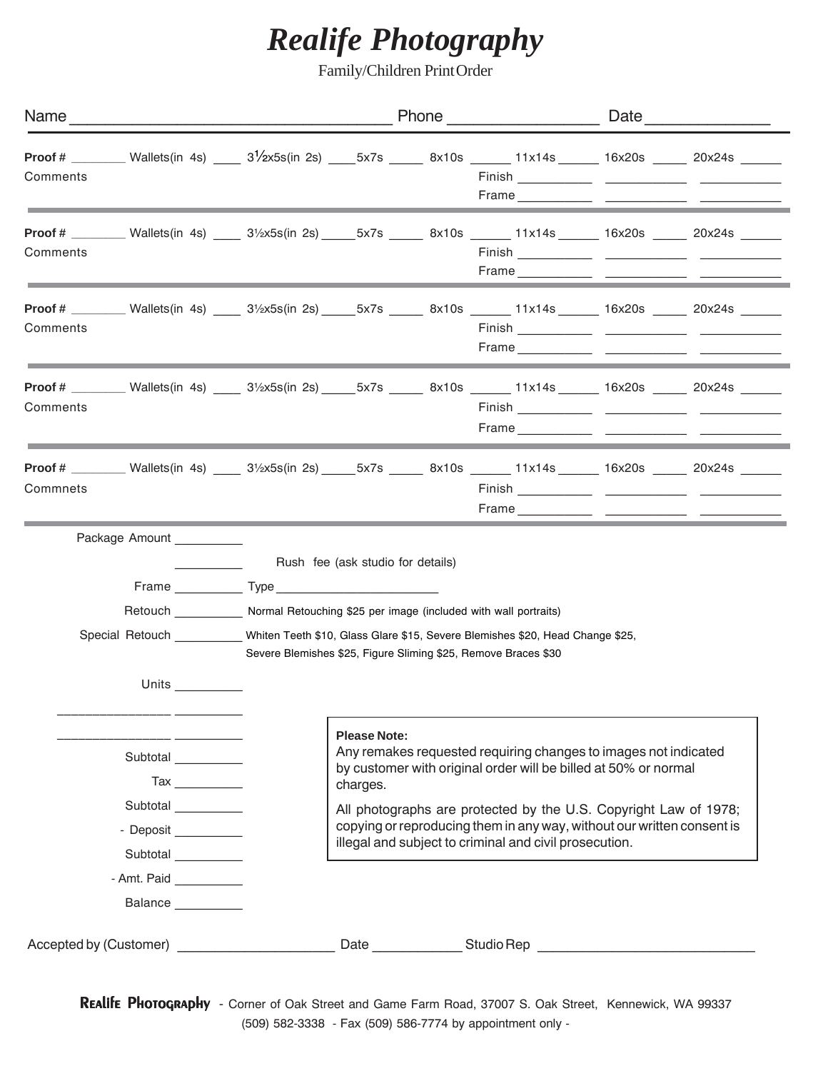# *Realife Photography*

Family/Children Print Order

Name ___________________________________ Phone ________________ Date _____________

---

**Proof #** ________ Wallets(in 4s) ____ $3\frac{1}{2}$x5s(in 2s) ____5x7s _____ 8x10s ______ 11x14s ______ 16x20s _____ 20x24s ______

Comments

Finish __________ ___________ ___________

Frame __________ ___________ ___________

---

**Proof #** ________ Wallets(in 4s) ____ 3½x5s(in 2s) _____5x7s _____ 8x10s ______ 11x14s ______ 16x20s _____ 20x24s ______

Comments

Finish __________ ___________ ___________

Frame __________ ___________ ___________

---

**Proof #** ________ Wallets(in 4s) ____ 3½x5s(in 2s) _____5x7s _____ 8x10s ______ 11x14s ______ 16x20s _____ 20x24s ______

Comments

Finish __________ ___________ ___________

Frame __________ ___________ ___________

---

**Proof #** ________ Wallets(in 4s) ____ 3½x5s(in 2s) _____5x7s _____ 8x10s ______ 11x14s ______ 16x20s _____ 20x24s ______

Comments

Finish __________ ___________ ___________

Frame __________ ___________ ___________

---

**Proof #** ________ Wallets(in 4s) ____ 3½x5s(in 2s) _____5x7s _____ 8x10s ______ 11x14s ______ 16x20s _____ 20x24s ______

Commnets

Finish __________ ___________ ___________

Frame __________ ___________ ___________

---

Package Amount __________

__________ Rush fee (ask studio for details)

Frame __________ Type ________________________

Retouch __________ Normal Retouching $25 per image (included with wall portraits)

Special Retouch __________ Whiten Teeth $10, Glass Glare $15, Severe Blemishes $20, Head Change $25, Severe Blemishes $25, Figure Sliming $25, Remove Braces $30

Units __________

________________ __________

________________ __________

Subtotal __________

Tax __________

Subtotal __________

- Deposit __________

Subtotal __________

- Amt. Paid __________

Balance __________

**Please Note:**
Any remakes requested requiring changes to images not indicated by customer with original order will be billed at 50% or normal charges.

All photographs are protected by the U.S. Copyright Law of 1978; copying or reproducing them in any way, without our written consent is illegal and subject to criminal and civil prosecution.

Accepted by (Customer) ____________________ Date ___________ Studio Rep ____________________________

**Realife Photography** - Corner of Oak Street and Game Farm Road, 37007 S. Oak Street, Kennewick, WA 99337
(509) 582-3338 - Fax (509) 586-7774 by appointment only -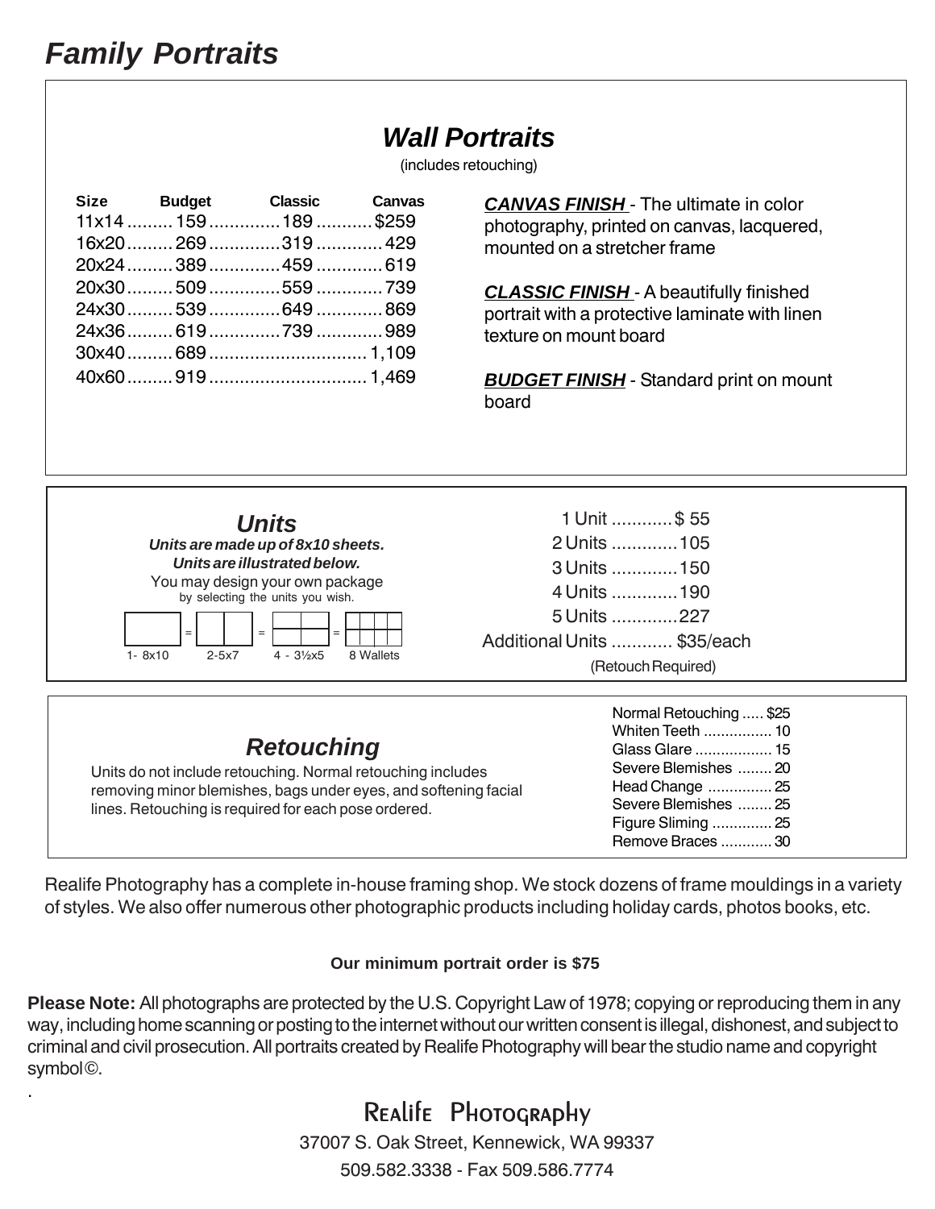# Family Portraits

## Wall Portraits

(includes retouching)

| Size | Budget | Classic | Canvas |
|---|---|---|---|
| 11x14 | 159 | 189 | $259 |
| 16x20 | 269 | 319 | 429 |
| 20x24 | 389 | 459 | 619 |
| 20x30 | 509 | 559 | 739 |
| 24x30 | 539 | 649 | 869 |
| 24x36 | 619 | 739 | 989 |
| 30x40 | 689 | | 1,109 |
| 40x60 | 919 | | 1,469 |

***CANVAS FINISH*** - The ultimate in color photography, printed on canvas, lacquered, mounted on a stretcher frame

***CLASSIC FINISH*** - A beautifully finished portrait with a protective laminate with linen texture on mount board

***BUDGET FINISH*** - Standard print on mount board

## Units

***Units are made up of 8x10 sheets.***
***Units are illustrated below.***

You may design your own package by selecting the units you wish.

1- 8x10 = 2-5x7 = 4 - 3½x5 = 8 Wallets

| | |
|---|---|
| 1 Unit | $ 55 |
| 2 Units | 105 |
| 3 Units | 150 |
| 4 Units | 190 |
| 5 Units | 227 |
| Additional Units | $35/each |

(Retouch Required)

## Retouching

Units do not include retouching. Normal retouching includes removing minor blemishes, bags under eyes, and softening facial lines. Retouching is required for each pose ordered.

| | |
|---|---|
| Normal Retouching | $25 |
| Whiten Teeth | 10 |
| Glass Glare | 15 |
| Severe Blemishes | 20 |
| Head Change | 25 |
| Severe Blemishes | 25 |
| Figure Sliming | 25 |
| Remove Braces | 30 |

Realife Photography has a complete in-house framing shop. We stock dozens of frame mouldings in a variety of styles. We also offer numerous other photographic products including holiday cards, photos books, etc.

**Our minimum portrait order is $75**

**Please Note:** All photographs are protected by the U.S. Copyright Law of 1978; copying or reproducing them in any way, including home scanning or posting to the internet without our written consent is illegal, dishonest, and subject to criminal and civil prosecution. All portraits created by Realife Photography will bear the studio name and copyright symbol©.

.

Realife Photography

37007 S. Oak Street, Kennewick, WA 99337

509.582.3338 - Fax 509.586.7774